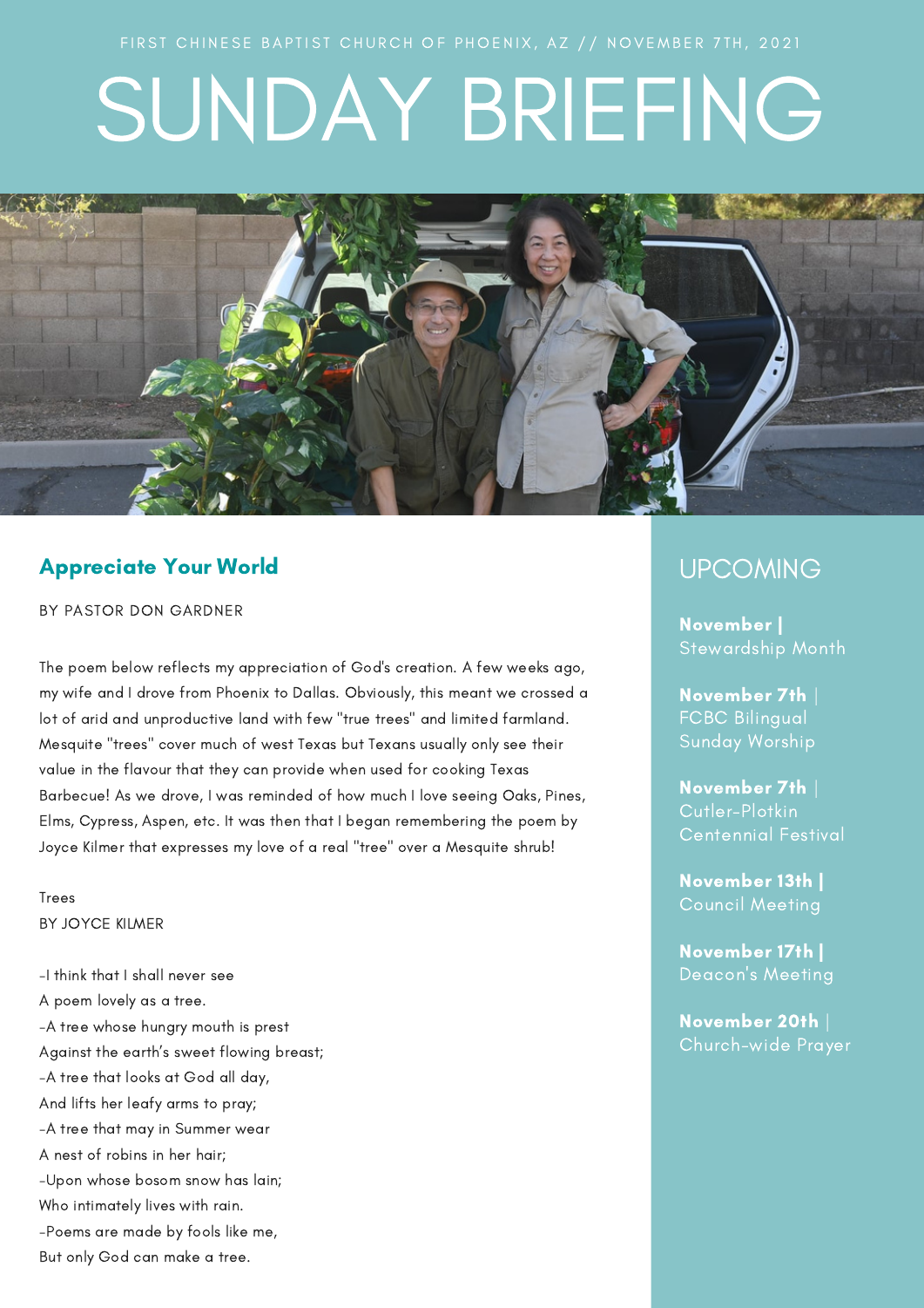FIRST CHINESE BAPTIST CHURCH OF PHOENIX, AZ // NOVEMBER 7TH, 2021

# SUNDAY BRIEFING

## Appreciate Your World

BY PASTOR DON GARDNER

The poem below reflects my appreciation of God's creation. A few weeks ago, my wife and I drove from Phoenix to Dallas. Obviously, this meant we crossed a lot of arid and unproductive land with few "true trees" and limited farmland. Mesquite "trees" cover much of west Texas but Texans usually only see their value in the flavour that they can provide when used for cooking Texas Barbecue! As we drove, I was reminded of how much I love seeing Oaks, Pines, Elms, Cypress, Aspen, etc. It was then that I began remembering the poem by Joyce Kilmer that expresses my love of a real "tree" over a Mesquite shrub!

Trees
BY JOYCE KILMER

-I think that I shall never see
A poem lovely as a tree.
-A tree whose hungry mouth is prest
Against the earth's sweet flowing breast;
-A tree that looks at God all day,
And lifts her leafy arms to pray;
-A tree that may in Summer wear
A nest of robins in her hair;
-Upon whose bosom snow has lain;
Who intimately lives with rain.
-Poems are made by fools like me,
But only God can make a tree.

## UPCOMING

**November |** Stewardship Month

**November 7th** | FCBC Bilingual Sunday Worship

**November 7th** | Cutler-Plotkin Centennial Festival

**November 13th |** Council Meeting

**November 17th |** Deacon's Meeting

**November 20th** | Church-wide Prayer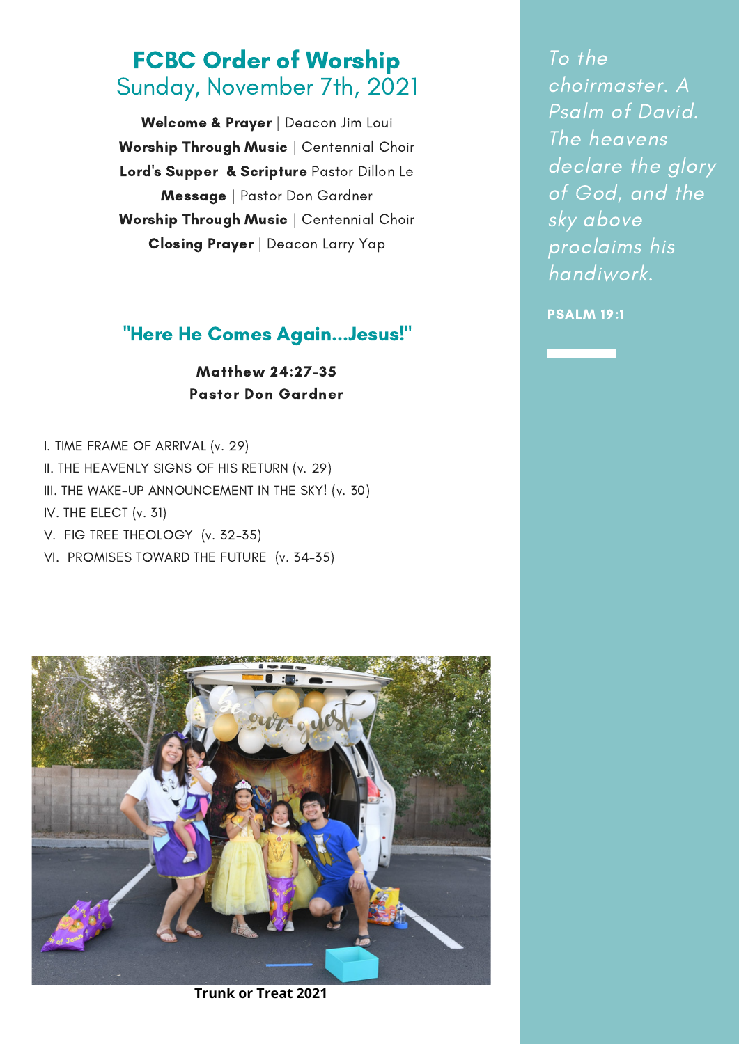## FCBC Order of Worship
Sunday, November 7th, 2021

**Welcome & Prayer** | Deacon Jim Loui
**Worship Through Music** | Centennial Choir
**Lord's Supper & Scripture** Pastor Dillon Le
**Message** | Pastor Don Gardner
**Worship Through Music** | Centennial Choir
**Closing Prayer** | Deacon Larry Yap

## "Here He Comes Again...Jesus!"

**Matthew 24:27-35**
**Pastor Don Gardner**

I. TIME FRAME OF ARRIVAL (v. 29)
II. THE HEAVENLY SIGNS OF HIS RETURN (v. 29)
III. THE WAKE-UP ANNOUNCEMENT IN THE SKY! (v. 30)
IV. THE ELECT (v. 31)
V. FIG TREE THEOLOGY (v. 32-35)
VI. PROMISES TOWARD THE FUTURE (v. 34-35)

**Trunk or Treat 2021**

*To the choirmaster. A Psalm of David. The heavens declare the glory of God, and the sky above proclaims his handiwork.*

**PSALM 19:1**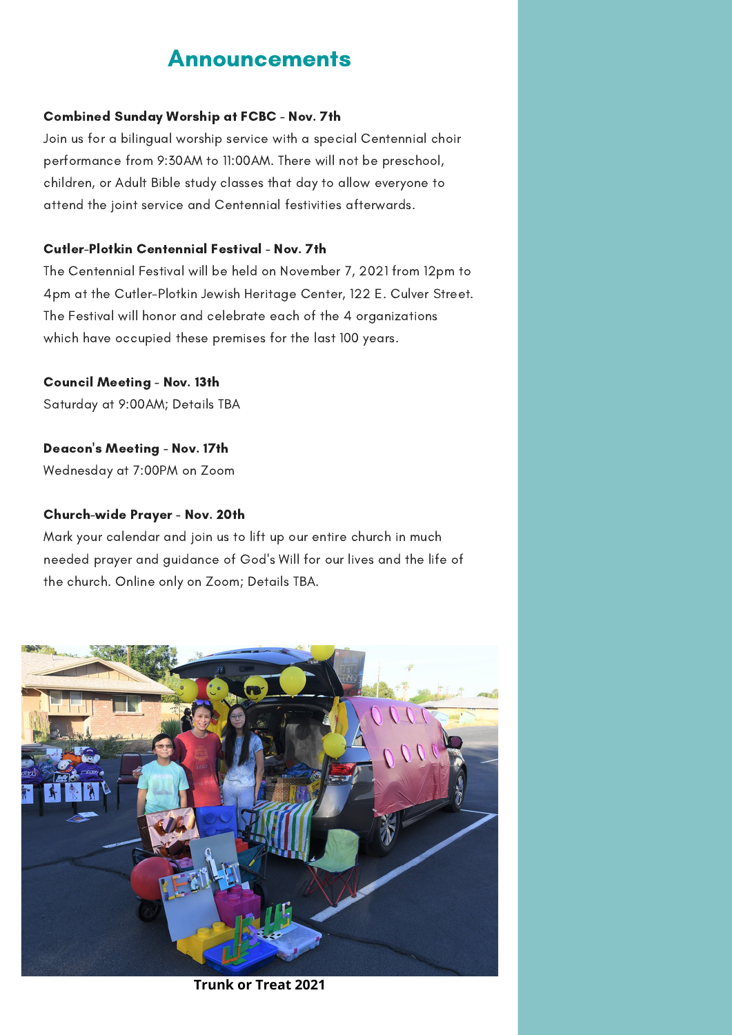## Announcements

**Combined Sunday Worship at FCBC - Nov. 7th**

Join us for a bilingual worship service with a special Centennial choir performance from 9:30AM to 11:00AM. There will not be preschool, children, or Adult Bible study classes that day to allow everyone to attend the joint service and Centennial festivities afterwards.

**Cutler-Plotkin Centennial Festival - Nov. 7th**

The Centennial Festival will be held on November 7, 2021 from 12pm to 4pm at the Cutler-Plotkin Jewish Heritage Center, 122 E. Culver Street. The Festival will honor and celebrate each of the 4 organizations which have occupied these premises for the last 100 years.

**Council Meeting - Nov. 13th**

Saturday at 9:00AM; Details TBA

**Deacon's Meeting - Nov. 17th**

Wednesday at 7:00PM on Zoom

**Church-wide Prayer - Nov. 20th**

Mark your calendar and join us to lift up our entire church in much needed prayer and guidance of God's Will for our lives and the life of the church. Online only on Zoom; Details TBA.

**Trunk or Treat 2021**